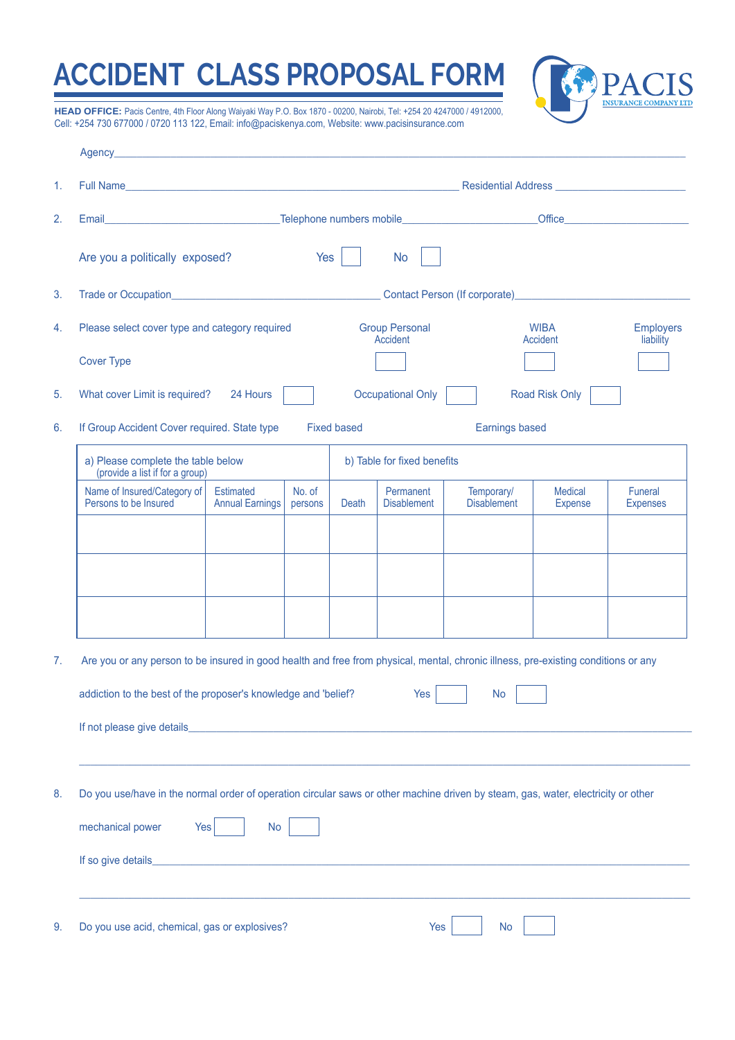# ACCIDENT CLASS PROPOSAL FORM

PACIS INSURANCE COMPANY LTD

**HEAD OFFICE:** Pacis Centre, 4th Floor Along Waiyaki Way P.O. Box 1870 - 00200, Nairobi, Tel: +254 20 4247000 / 4912000, Cell: +254 730 677000 / 0720 113 122, Email: info@paciskenya.com, Website: www.pacisinsurance.com

Agency___________________________________________

1. Full Name___________________________ Residential Address ____________________

2. Email______________________Telephone numbers mobile____________________Office____________________

   Are you a politically exposed? Yes ☐ No ☐

3. Trade or Occupation______________________________ Contact Person (If corporate)______________________

4. Please select cover type and category required

   | | Group Personal Accident | WIBA Accident | Employers liability |
   |---|---|---|---|
   | Cover Type | ☐ | ☐ | ☐ |

5. What cover Limit is required? 24 Hours ☐ Occupational Only ☐ Road Risk Only ☐

6. If Group Accident Cover required. State type Fixed based Earnings based

| a) Please complete the table below (provide a list if for a group) | | | b) Table for fixed benefits | | | | |
|---|---|---|---|---|---|---|---|
| Name of Insured/Category of Persons to be Insured | Estimated Annual Earnings | No. of persons | Death | Permanent Disablement | Temporary/ Disablement | Medical Expense | Funeral Expenses |
| | | | | | | | |
| | | | | | | | |
| | | | | | | | |

7. Are you or any person to be insured in good health and free from physical, mental, chronic illness, pre-existing conditions or any addiction to the best of the proposer's knowledge and 'belief? Yes ☐ No ☐

   If not please give details___________________________________________

   ___________________________________________

8. Do you use/have in the normal order of operation circular saws or other machine driven by steam, gas, water, electricity or other mechanical power Yes ☐ No ☐

   If so give details___________________________________________

   ___________________________________________

9. Do you use acid, chemical, gas or explosives? Yes ☐ No ☐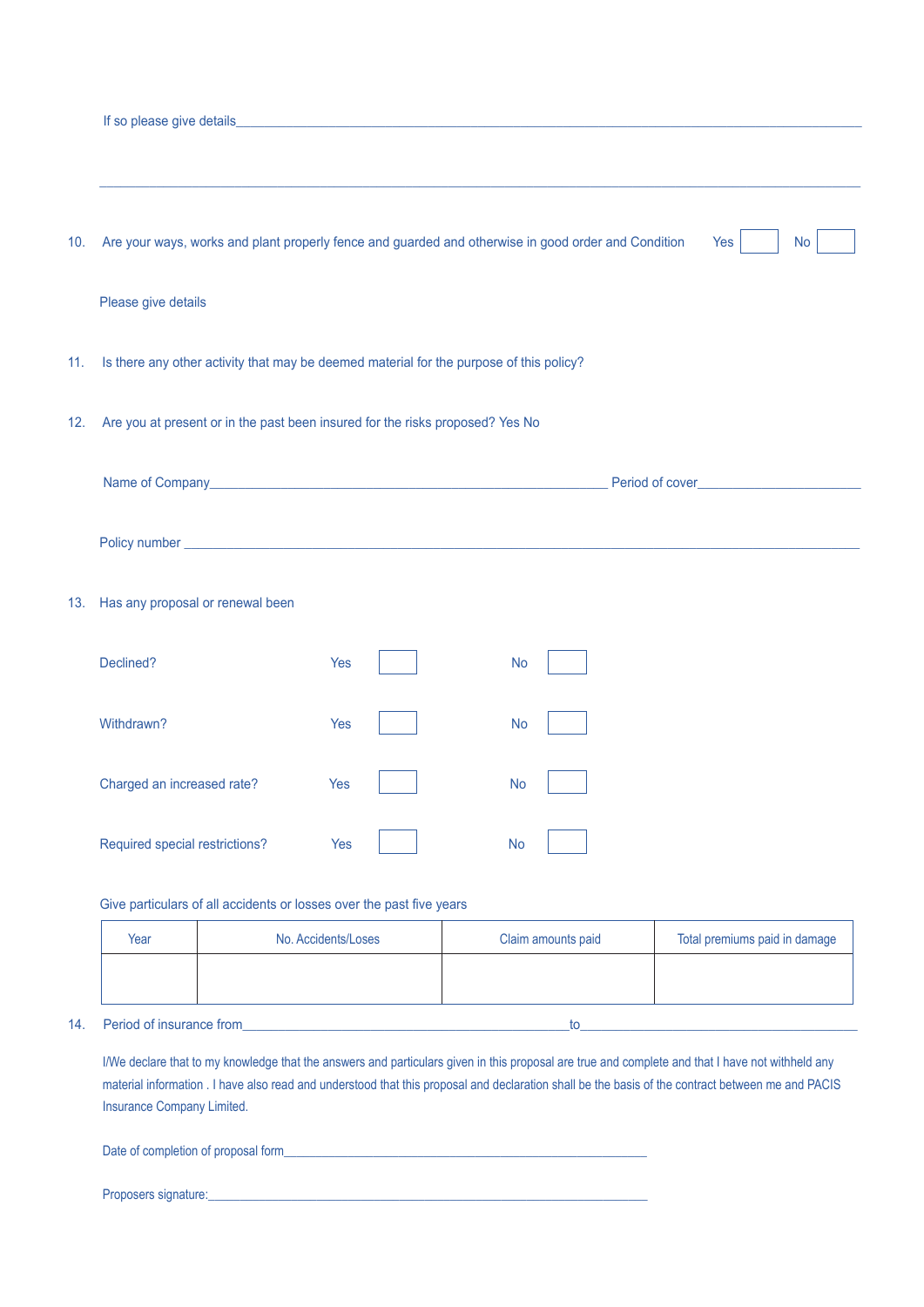If so please give details______________________________________________________________________________

______________________________________________________________________________

10. Are your ways, works and plant properly fence and guarded and otherwise in good order and Condition Yes ☐ No ☐

Please give details

11. Is there any other activity that may be deemed material for the purpose of this policy?

12. Are you at present or in the past been insured for the risks proposed? Yes No

Name of Company______________________________________________ Period of cover______________________

Policy number ______________________________________________________________________________

13. Has any proposal or renewal been

Declined? Yes ☐ No ☐

Withdrawn? Yes ☐ No ☐

Charged an increased rate? Yes ☐ No ☐

Required special restrictions? Yes ☐ No ☐

Give particulars of all accidents or losses over the past five years

| Year | No. Accidents/Loses | Claim amounts paid | Total premiums paid in damage |
|---|---|---|---|
| | | | |

14. Period of insurance from______________________________________to______________________________

I/We declare that to my knowledge that the answers and particulars given in this proposal are true and complete and that I have not withheld any material information . I have also read and understood that this proposal and declaration shall be the basis of the contract between me and PACIS Insurance Company Limited.

Date of completion of proposal form______________________________________________

Proposers signature:______________________________________________________